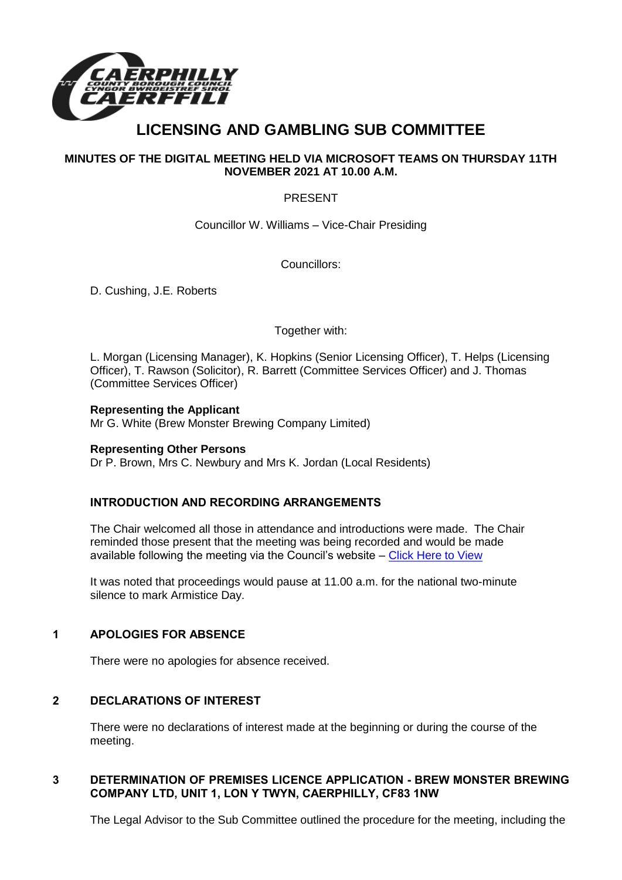# LICENSING AND GAMBLING SUB COMMITTEE

**MINUTES OF THE DIGITAL MEETING HELD VIA MICROSOFT TEAMS ON THURSDAY 11TH NOVEMBER 2021 AT 10.00 A.M.**

PRESENT

Councillor W. Williams – Vice-Chair Presiding

Councillors:

D. Cushing, J.E. Roberts

Together with:

L. Morgan (Licensing Manager), K. Hopkins (Senior Licensing Officer), T. Helps (Licensing Officer), T. Rawson (Solicitor), R. Barrett (Committee Services Officer) and J. Thomas (Committee Services Officer)

**Representing the Applicant**
Mr G. White (Brew Monster Brewing Company Limited)

**Representing Other Persons**
Dr P. Brown, Mrs C. Newbury and Mrs K. Jordan (Local Residents)

### INTRODUCTION AND RECORDING ARRANGEMENTS

The Chair welcomed all those in attendance and introductions were made. The Chair reminded those present that the meeting was being recorded and would be made available following the meeting via the Council's website – Click Here to View

It was noted that proceedings would pause at 11.00 a.m. for the national two-minute silence to mark Armistice Day.

### 1 APOLOGIES FOR ABSENCE

There were no apologies for absence received.

### 2 DECLARATIONS OF INTEREST

There were no declarations of interest made at the beginning or during the course of the meeting.

### 3 DETERMINATION OF PREMISES LICENCE APPLICATION - BREW MONSTER BREWING COMPANY LTD, UNIT 1, LON Y TWYN, CAERPHILLY, CF83 1NW

The Legal Advisor to the Sub Committee outlined the procedure for the meeting, including the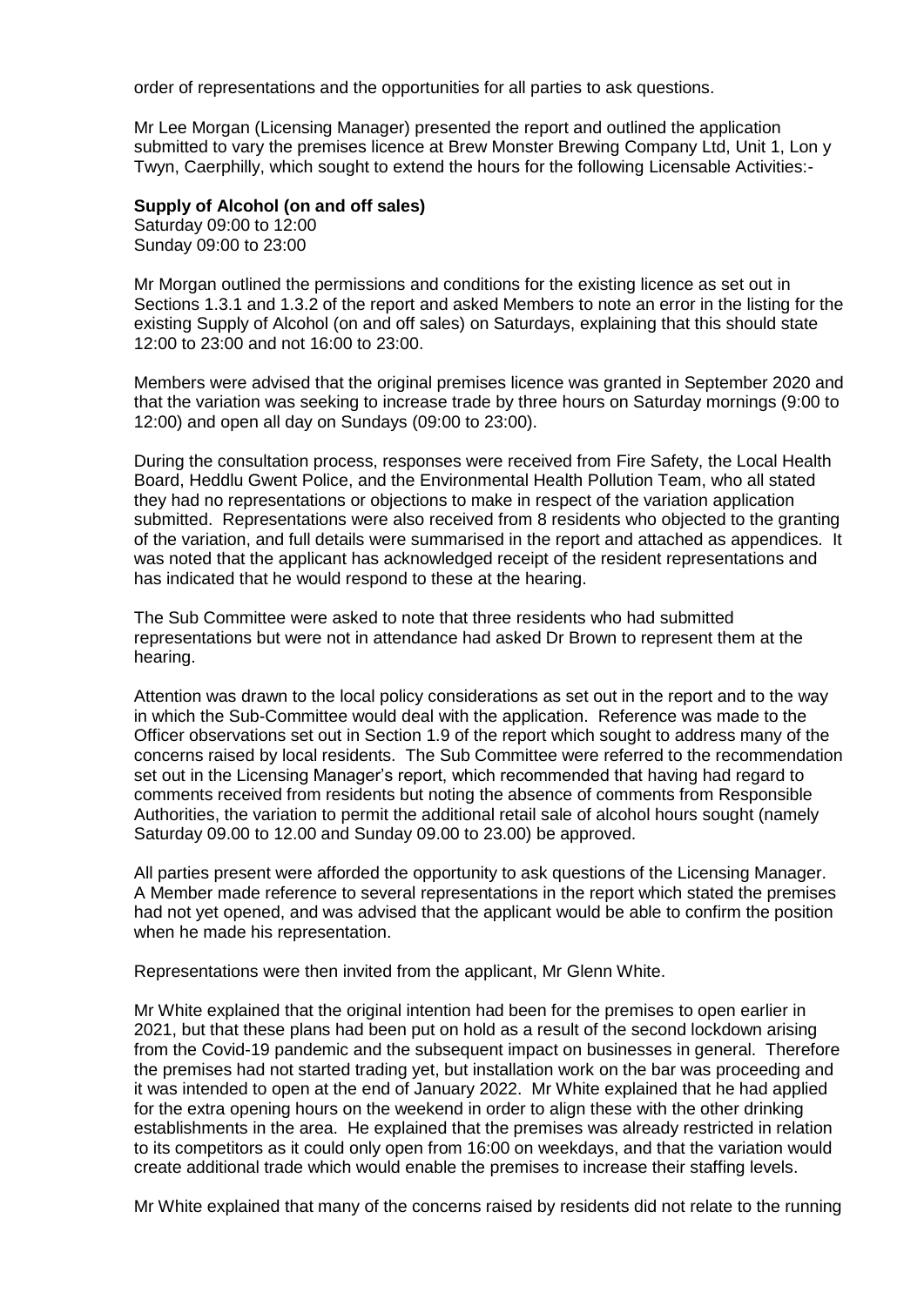order of representations and the opportunities for all parties to ask questions.

Mr Lee Morgan (Licensing Manager) presented the report and outlined the application submitted to vary the premises licence at Brew Monster Brewing Company Ltd, Unit 1, Lon y Twyn, Caerphilly, which sought to extend the hours for the following Licensable Activities:-

**Supply of Alcohol (on and off sales)**
Saturday 09:00 to 12:00
Sunday 09:00 to 23:00

Mr Morgan outlined the permissions and conditions for the existing licence as set out in Sections 1.3.1 and 1.3.2 of the report and asked Members to note an error in the listing for the existing Supply of Alcohol (on and off sales) on Saturdays, explaining that this should state 12:00 to 23:00 and not 16:00 to 23:00.

Members were advised that the original premises licence was granted in September 2020 and that the variation was seeking to increase trade by three hours on Saturday mornings (9:00 to 12:00) and open all day on Sundays (09:00 to 23:00).

During the consultation process, responses were received from Fire Safety, the Local Health Board, Heddlu Gwent Police, and the Environmental Health Pollution Team, who all stated they had no representations or objections to make in respect of the variation application submitted. Representations were also received from 8 residents who objected to the granting of the variation, and full details were summarised in the report and attached as appendices. It was noted that the applicant has acknowledged receipt of the resident representations and has indicated that he would respond to these at the hearing.

The Sub Committee were asked to note that three residents who had submitted representations but were not in attendance had asked Dr Brown to represent them at the hearing.

Attention was drawn to the local policy considerations as set out in the report and to the way in which the Sub-Committee would deal with the application. Reference was made to the Officer observations set out in Section 1.9 of the report which sought to address many of the concerns raised by local residents. The Sub Committee were referred to the recommendation set out in the Licensing Manager's report, which recommended that having had regard to comments received from residents but noting the absence of comments from Responsible Authorities, the variation to permit the additional retail sale of alcohol hours sought (namely Saturday 09.00 to 12.00 and Sunday 09.00 to 23.00) be approved.

All parties present were afforded the opportunity to ask questions of the Licensing Manager. A Member made reference to several representations in the report which stated the premises had not yet opened, and was advised that the applicant would be able to confirm the position when he made his representation.

Representations were then invited from the applicant, Mr Glenn White.

Mr White explained that the original intention had been for the premises to open earlier in 2021, but that these plans had been put on hold as a result of the second lockdown arising from the Covid-19 pandemic and the subsequent impact on businesses in general. Therefore the premises had not started trading yet, but installation work on the bar was proceeding and it was intended to open at the end of January 2022. Mr White explained that he had applied for the extra opening hours on the weekend in order to align these with the other drinking establishments in the area. He explained that the premises was already restricted in relation to its competitors as it could only open from 16:00 on weekdays, and that the variation would create additional trade which would enable the premises to increase their staffing levels.

Mr White explained that many of the concerns raised by residents did not relate to the running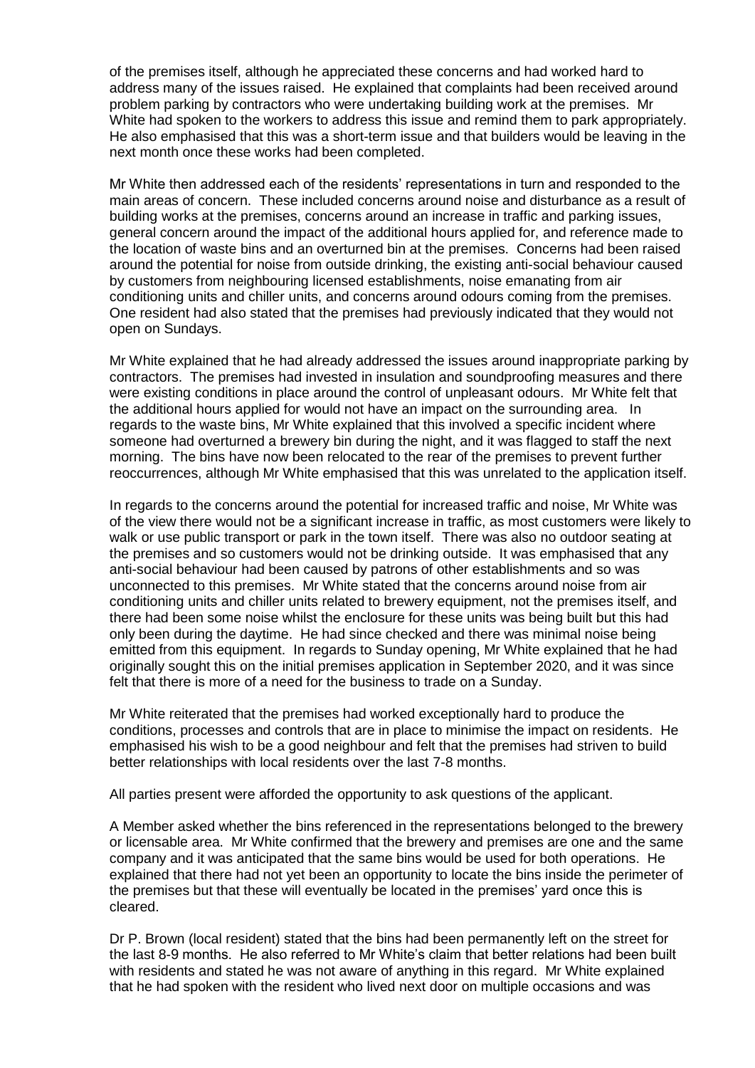of the premises itself, although he appreciated these concerns and had worked hard to address many of the issues raised. He explained that complaints had been received around problem parking by contractors who were undertaking building work at the premises. Mr White had spoken to the workers to address this issue and remind them to park appropriately. He also emphasised that this was a short-term issue and that builders would be leaving in the next month once these works had been completed.

Mr White then addressed each of the residents' representations in turn and responded to the main areas of concern. These included concerns around noise and disturbance as a result of building works at the premises, concerns around an increase in traffic and parking issues, general concern around the impact of the additional hours applied for, and reference made to the location of waste bins and an overturned bin at the premises. Concerns had been raised around the potential for noise from outside drinking, the existing anti-social behaviour caused by customers from neighbouring licensed establishments, noise emanating from air conditioning units and chiller units, and concerns around odours coming from the premises. One resident had also stated that the premises had previously indicated that they would not open on Sundays.

Mr White explained that he had already addressed the issues around inappropriate parking by contractors. The premises had invested in insulation and soundproofing measures and there were existing conditions in place around the control of unpleasant odours. Mr White felt that the additional hours applied for would not have an impact on the surrounding area. In regards to the waste bins, Mr White explained that this involved a specific incident where someone had overturned a brewery bin during the night, and it was flagged to staff the next morning. The bins have now been relocated to the rear of the premises to prevent further reoccurrences, although Mr White emphasised that this was unrelated to the application itself.

In regards to the concerns around the potential for increased traffic and noise, Mr White was of the view there would not be a significant increase in traffic, as most customers were likely to walk or use public transport or park in the town itself. There was also no outdoor seating at the premises and so customers would not be drinking outside. It was emphasised that any anti-social behaviour had been caused by patrons of other establishments and so was unconnected to this premises. Mr White stated that the concerns around noise from air conditioning units and chiller units related to brewery equipment, not the premises itself, and there had been some noise whilst the enclosure for these units was being built but this had only been during the daytime. He had since checked and there was minimal noise being emitted from this equipment. In regards to Sunday opening, Mr White explained that he had originally sought this on the initial premises application in September 2020, and it was since felt that there is more of a need for the business to trade on a Sunday.

Mr White reiterated that the premises had worked exceptionally hard to produce the conditions, processes and controls that are in place to minimise the impact on residents. He emphasised his wish to be a good neighbour and felt that the premises had striven to build better relationships with local residents over the last 7-8 months.

All parties present were afforded the opportunity to ask questions of the applicant.

A Member asked whether the bins referenced in the representations belonged to the brewery or licensable area. Mr White confirmed that the brewery and premises are one and the same company and it was anticipated that the same bins would be used for both operations. He explained that there had not yet been an opportunity to locate the bins inside the perimeter of the premises but that these will eventually be located in the premises' yard once this is cleared.

Dr P. Brown (local resident) stated that the bins had been permanently left on the street for the last 8-9 months. He also referred to Mr White's claim that better relations had been built with residents and stated he was not aware of anything in this regard. Mr White explained that he had spoken with the resident who lived next door on multiple occasions and was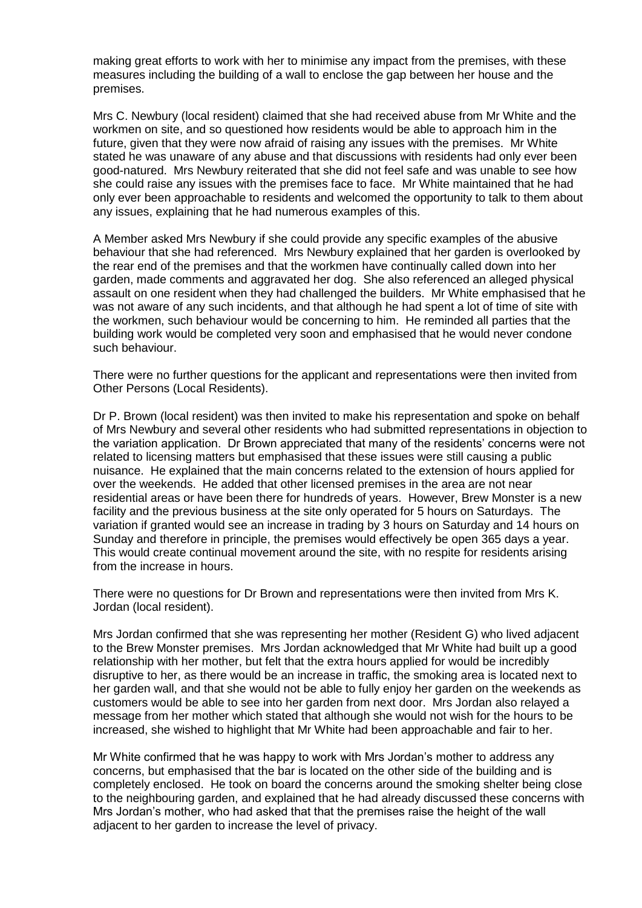making great efforts to work with her to minimise any impact from the premises, with these measures including the building of a wall to enclose the gap between her house and the premises.

Mrs C. Newbury (local resident) claimed that she had received abuse from Mr White and the workmen on site, and so questioned how residents would be able to approach him in the future, given that they were now afraid of raising any issues with the premises. Mr White stated he was unaware of any abuse and that discussions with residents had only ever been good-natured. Mrs Newbury reiterated that she did not feel safe and was unable to see how she could raise any issues with the premises face to face. Mr White maintained that he had only ever been approachable to residents and welcomed the opportunity to talk to them about any issues, explaining that he had numerous examples of this.

A Member asked Mrs Newbury if she could provide any specific examples of the abusive behaviour that she had referenced. Mrs Newbury explained that her garden is overlooked by the rear end of the premises and that the workmen have continually called down into her garden, made comments and aggravated her dog. She also referenced an alleged physical assault on one resident when they had challenged the builders. Mr White emphasised that he was not aware of any such incidents, and that although he had spent a lot of time of site with the workmen, such behaviour would be concerning to him. He reminded all parties that the building work would be completed very soon and emphasised that he would never condone such behaviour.

There were no further questions for the applicant and representations were then invited from Other Persons (Local Residents).

Dr P. Brown (local resident) was then invited to make his representation and spoke on behalf of Mrs Newbury and several other residents who had submitted representations in objection to the variation application. Dr Brown appreciated that many of the residents' concerns were not related to licensing matters but emphasised that these issues were still causing a public nuisance. He explained that the main concerns related to the extension of hours applied for over the weekends. He added that other licensed premises in the area are not near residential areas or have been there for hundreds of years. However, Brew Monster is a new facility and the previous business at the site only operated for 5 hours on Saturdays. The variation if granted would see an increase in trading by 3 hours on Saturday and 14 hours on Sunday and therefore in principle, the premises would effectively be open 365 days a year. This would create continual movement around the site, with no respite for residents arising from the increase in hours.

There were no questions for Dr Brown and representations were then invited from Mrs K. Jordan (local resident).

Mrs Jordan confirmed that she was representing her mother (Resident G) who lived adjacent to the Brew Monster premises. Mrs Jordan acknowledged that Mr White had built up a good relationship with her mother, but felt that the extra hours applied for would be incredibly disruptive to her, as there would be an increase in traffic, the smoking area is located next to her garden wall, and that she would not be able to fully enjoy her garden on the weekends as customers would be able to see into her garden from next door. Mrs Jordan also relayed a message from her mother which stated that although she would not wish for the hours to be increased, she wished to highlight that Mr White had been approachable and fair to her.

Mr White confirmed that he was happy to work with Mrs Jordan's mother to address any concerns, but emphasised that the bar is located on the other side of the building and is completely enclosed. He took on board the concerns around the smoking shelter being close to the neighbouring garden, and explained that he had already discussed these concerns with Mrs Jordan's mother, who had asked that that the premises raise the height of the wall adjacent to her garden to increase the level of privacy.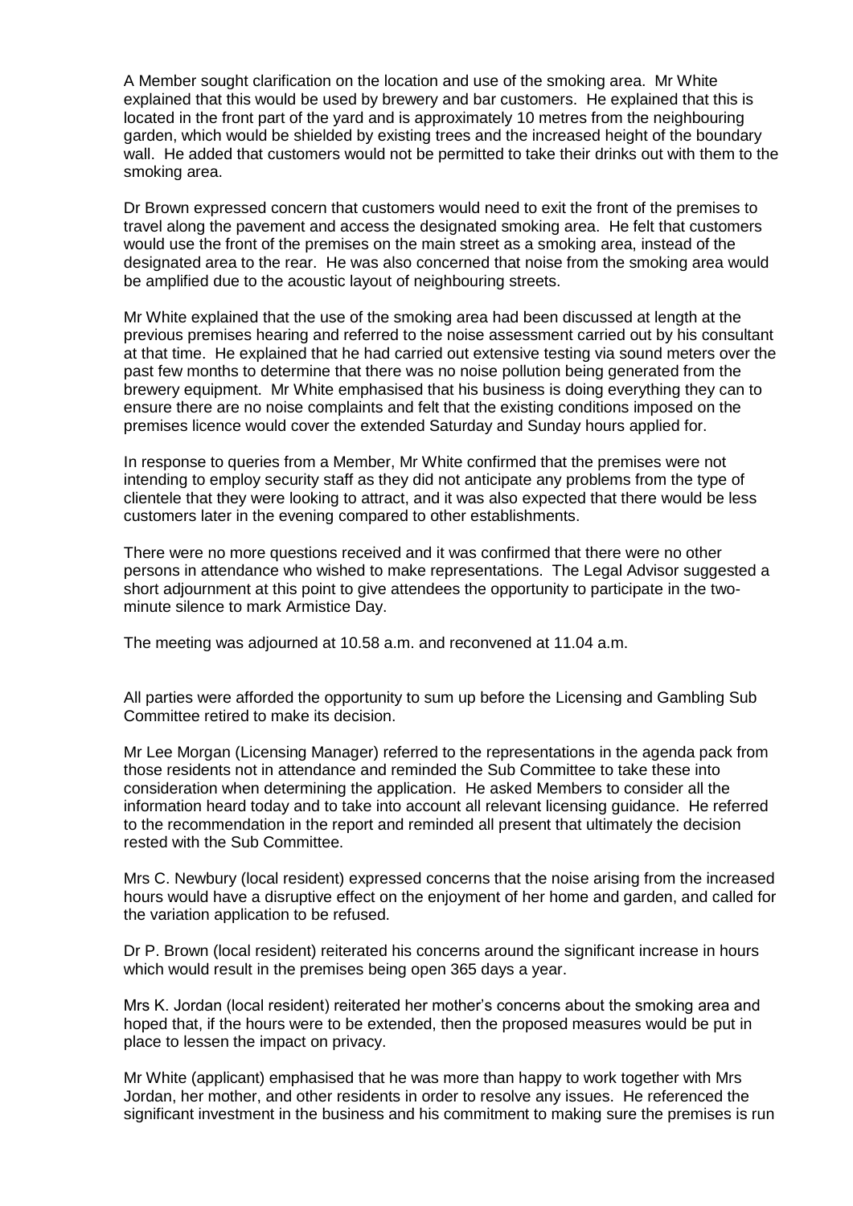A Member sought clarification on the location and use of the smoking area. Mr White explained that this would be used by brewery and bar customers. He explained that this is located in the front part of the yard and is approximately 10 metres from the neighbouring garden, which would be shielded by existing trees and the increased height of the boundary wall. He added that customers would not be permitted to take their drinks out with them to the smoking area.

Dr Brown expressed concern that customers would need to exit the front of the premises to travel along the pavement and access the designated smoking area. He felt that customers would use the front of the premises on the main street as a smoking area, instead of the designated area to the rear. He was also concerned that noise from the smoking area would be amplified due to the acoustic layout of neighbouring streets.

Mr White explained that the use of the smoking area had been discussed at length at the previous premises hearing and referred to the noise assessment carried out by his consultant at that time. He explained that he had carried out extensive testing via sound meters over the past few months to determine that there was no noise pollution being generated from the brewery equipment. Mr White emphasised that his business is doing everything they can to ensure there are no noise complaints and felt that the existing conditions imposed on the premises licence would cover the extended Saturday and Sunday hours applied for.

In response to queries from a Member, Mr White confirmed that the premises were not intending to employ security staff as they did not anticipate any problems from the type of clientele that they were looking to attract, and it was also expected that there would be less customers later in the evening compared to other establishments.

There were no more questions received and it was confirmed that there were no other persons in attendance who wished to make representations. The Legal Advisor suggested a short adjournment at this point to give attendees the opportunity to participate in the two-minute silence to mark Armistice Day.

The meeting was adjourned at 10.58 a.m. and reconvened at 11.04 a.m.

All parties were afforded the opportunity to sum up before the Licensing and Gambling Sub Committee retired to make its decision.

Mr Lee Morgan (Licensing Manager) referred to the representations in the agenda pack from those residents not in attendance and reminded the Sub Committee to take these into consideration when determining the application. He asked Members to consider all the information heard today and to take into account all relevant licensing guidance. He referred to the recommendation in the report and reminded all present that ultimately the decision rested with the Sub Committee.

Mrs C. Newbury (local resident) expressed concerns that the noise arising from the increased hours would have a disruptive effect on the enjoyment of her home and garden, and called for the variation application to be refused.

Dr P. Brown (local resident) reiterated his concerns around the significant increase in hours which would result in the premises being open 365 days a year.

Mrs K. Jordan (local resident) reiterated her mother's concerns about the smoking area and hoped that, if the hours were to be extended, then the proposed measures would be put in place to lessen the impact on privacy.

Mr White (applicant) emphasised that he was more than happy to work together with Mrs Jordan, her mother, and other residents in order to resolve any issues. He referenced the significant investment in the business and his commitment to making sure the premises is run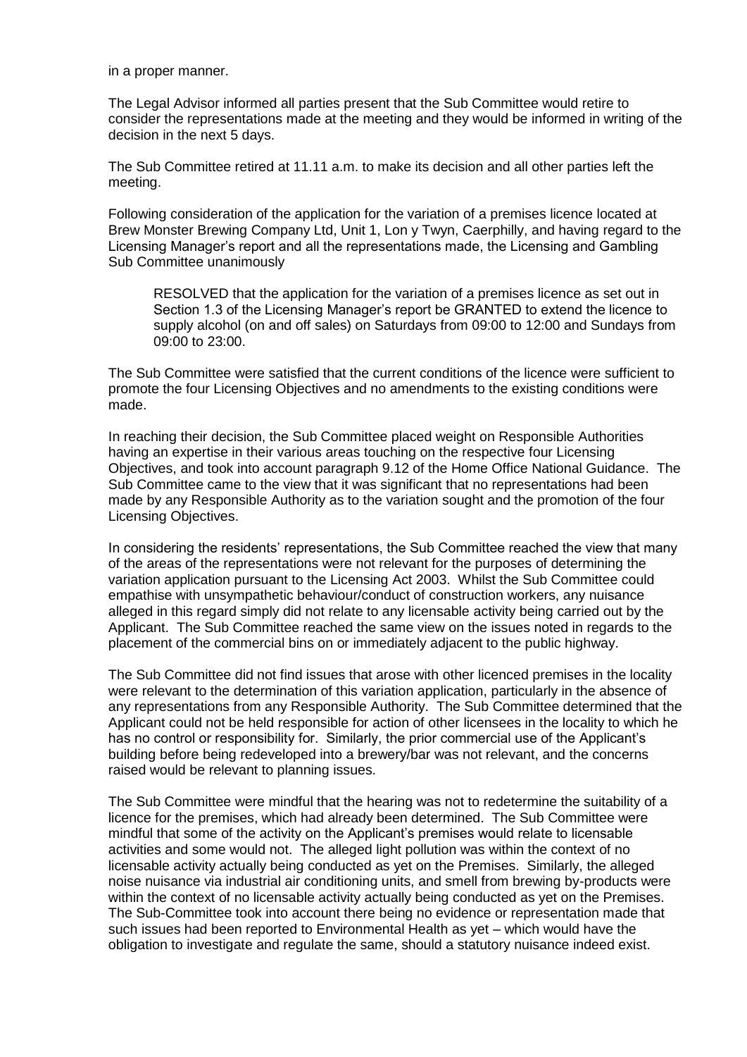in a proper manner.

The Legal Advisor informed all parties present that the Sub Committee would retire to consider the representations made at the meeting and they would be informed in writing of the decision in the next 5 days.

The Sub Committee retired at 11.11 a.m. to make its decision and all other parties left the meeting.

Following consideration of the application for the variation of a premises licence located at Brew Monster Brewing Company Ltd, Unit 1, Lon y Twyn, Caerphilly, and having regard to the Licensing Manager's report and all the representations made, the Licensing and Gambling Sub Committee unanimously

> RESOLVED that the application for the variation of a premises licence as set out in Section 1.3 of the Licensing Manager's report be GRANTED to extend the licence to supply alcohol (on and off sales) on Saturdays from 09:00 to 12:00 and Sundays from 09:00 to 23:00.

The Sub Committee were satisfied that the current conditions of the licence were sufficient to promote the four Licensing Objectives and no amendments to the existing conditions were made.

In reaching their decision, the Sub Committee placed weight on Responsible Authorities having an expertise in their various areas touching on the respective four Licensing Objectives, and took into account paragraph 9.12 of the Home Office National Guidance. The Sub Committee came to the view that it was significant that no representations had been made by any Responsible Authority as to the variation sought and the promotion of the four Licensing Objectives.

In considering the residents' representations, the Sub Committee reached the view that many of the areas of the representations were not relevant for the purposes of determining the variation application pursuant to the Licensing Act 2003. Whilst the Sub Committee could empathise with unsympathetic behaviour/conduct of construction workers, any nuisance alleged in this regard simply did not relate to any licensable activity being carried out by the Applicant. The Sub Committee reached the same view on the issues noted in regards to the placement of the commercial bins on or immediately adjacent to the public highway.

The Sub Committee did not find issues that arose with other licenced premises in the locality were relevant to the determination of this variation application, particularly in the absence of any representations from any Responsible Authority. The Sub Committee determined that the Applicant could not be held responsible for action of other licensees in the locality to which he has no control or responsibility for. Similarly, the prior commercial use of the Applicant's building before being redeveloped into a brewery/bar was not relevant, and the concerns raised would be relevant to planning issues.

The Sub Committee were mindful that the hearing was not to redetermine the suitability of a licence for the premises, which had already been determined. The Sub Committee were mindful that some of the activity on the Applicant's premises would relate to licensable activities and some would not. The alleged light pollution was within the context of no licensable activity actually being conducted as yet on the Premises. Similarly, the alleged noise nuisance via industrial air conditioning units, and smell from brewing by-products were within the context of no licensable activity actually being conducted as yet on the Premises. The Sub-Committee took into account there being no evidence or representation made that such issues had been reported to Environmental Health as yet – which would have the obligation to investigate and regulate the same, should a statutory nuisance indeed exist.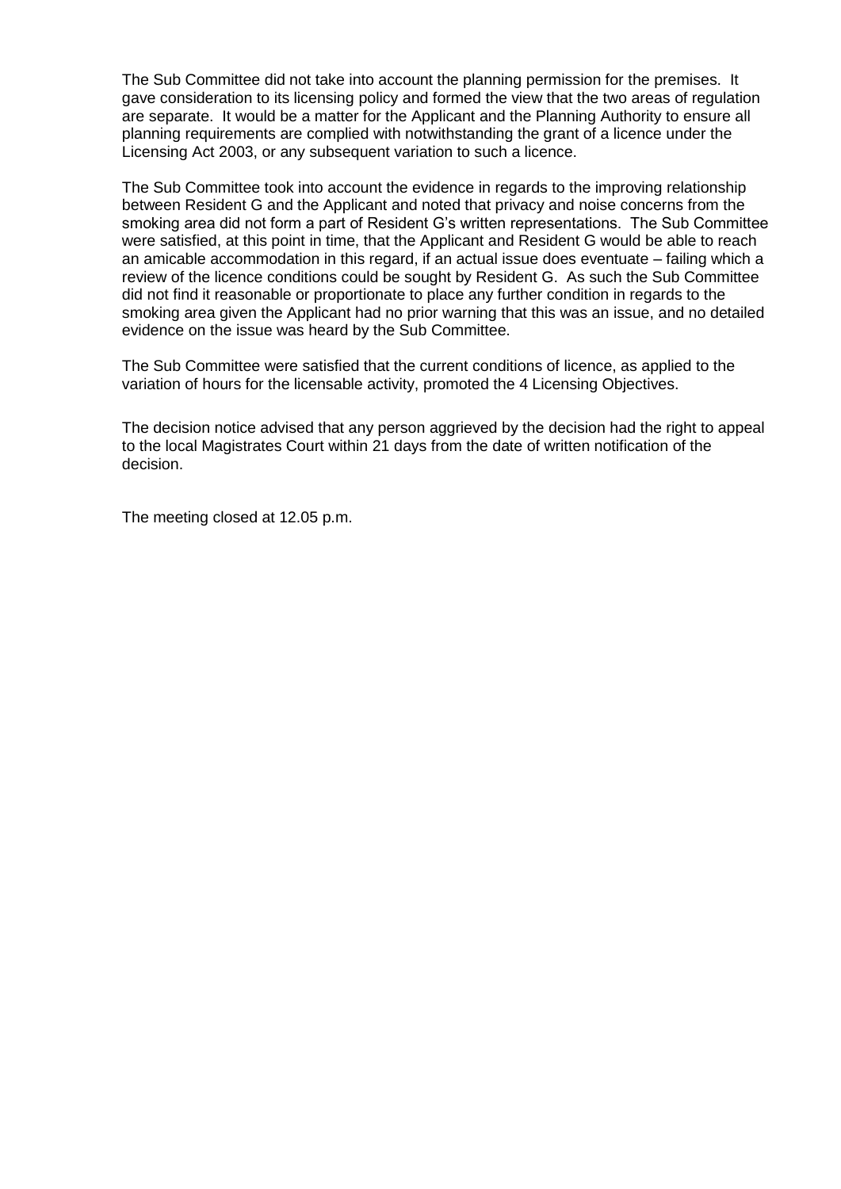The Sub Committee did not take into account the planning permission for the premises. It gave consideration to its licensing policy and formed the view that the two areas of regulation are separate. It would be a matter for the Applicant and the Planning Authority to ensure all planning requirements are complied with notwithstanding the grant of a licence under the Licensing Act 2003, or any subsequent variation to such a licence.

The Sub Committee took into account the evidence in regards to the improving relationship between Resident G and the Applicant and noted that privacy and noise concerns from the smoking area did not form a part of Resident G's written representations. The Sub Committee were satisfied, at this point in time, that the Applicant and Resident G would be able to reach an amicable accommodation in this regard, if an actual issue does eventuate – failing which a review of the licence conditions could be sought by Resident G. As such the Sub Committee did not find it reasonable or proportionate to place any further condition in regards to the smoking area given the Applicant had no prior warning that this was an issue, and no detailed evidence on the issue was heard by the Sub Committee.

The Sub Committee were satisfied that the current conditions of licence, as applied to the variation of hours for the licensable activity, promoted the 4 Licensing Objectives.

The decision notice advised that any person aggrieved by the decision had the right to appeal to the local Magistrates Court within 21 days from the date of written notification of the decision.

The meeting closed at 12.05 p.m.